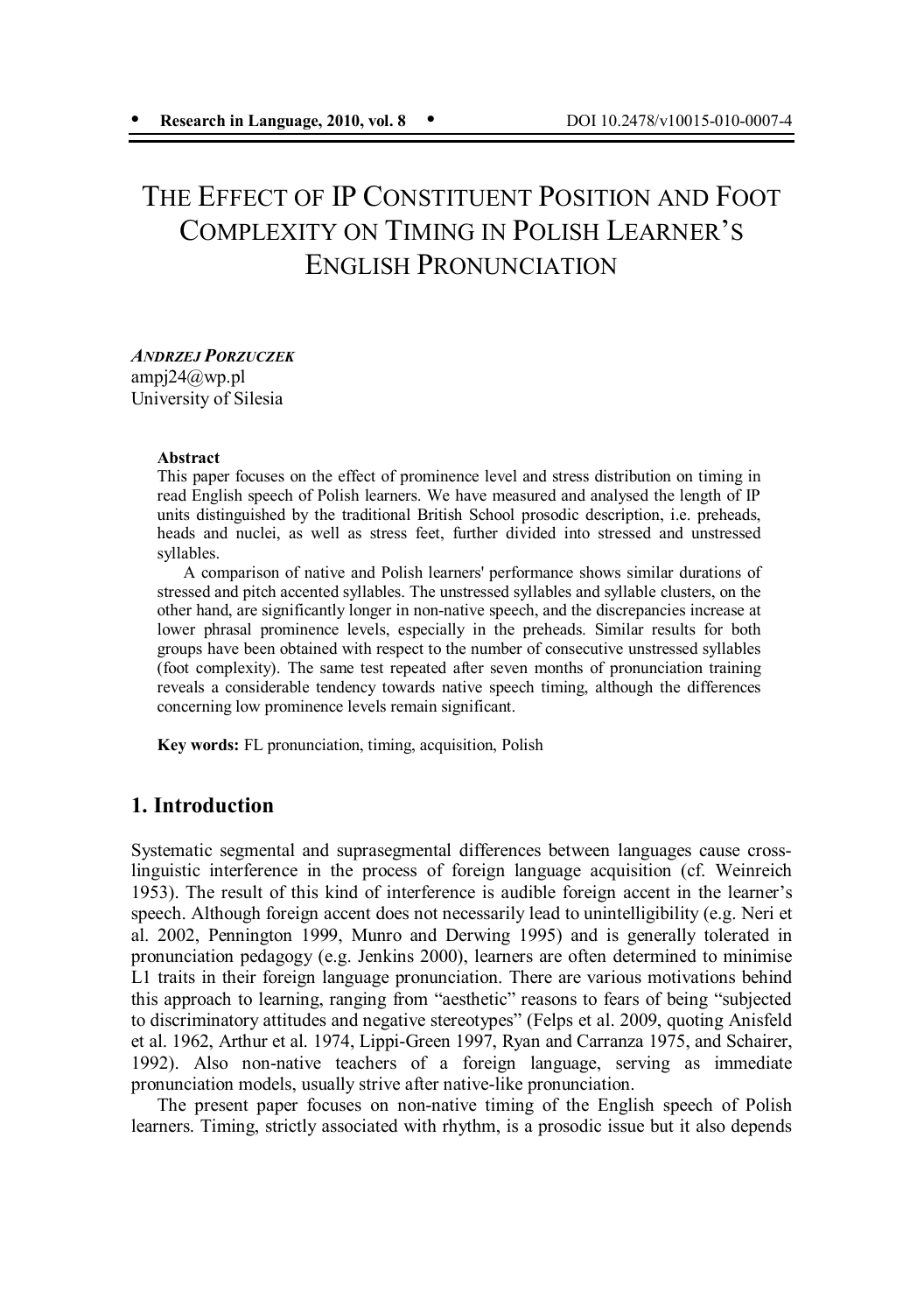# THE EFFECT OF IP CONSTITUENT POSITION AND FOOT COMPLEXITY ON TIMING IN POLISH LEARNER'S ENGLISH PRONUNCIATION

***ANDRZEJ PORZUCZEK***
ampj24@wp.pl
University of Silesia

**Abstract**

This paper focuses on the effect of prominence level and stress distribution on timing in read English speech of Polish learners. We have measured and analysed the length of IP units distinguished by the traditional British School prosodic description, i.e. preheads, heads and nuclei, as well as stress feet, further divided into stressed and unstressed syllables.

A comparison of native and Polish learners' performance shows similar durations of stressed and pitch accented syllables. The unstressed syllables and syllable clusters, on the other hand, are significantly longer in non-native speech, and the discrepancies increase at lower phrasal prominence levels, especially in the preheads. Similar results for both groups have been obtained with respect to the number of consecutive unstressed syllables (foot complexity). The same test repeated after seven months of pronunciation training reveals a considerable tendency towards native speech timing, although the differences concerning low prominence levels remain significant.

**Key words:** FL pronunciation, timing, acquisition, Polish

## 1. Introduction

Systematic segmental and suprasegmental differences between languages cause cross-linguistic interference in the process of foreign language acquisition (cf. Weinreich 1953). The result of this kind of interference is audible foreign accent in the learner's speech. Although foreign accent does not necessarily lead to unintelligibility (e.g. Neri et al. 2002, Pennington 1999, Munro and Derwing 1995) and is generally tolerated in pronunciation pedagogy (e.g. Jenkins 2000), learners are often determined to minimise L1 traits in their foreign language pronunciation. There are various motivations behind this approach to learning, ranging from "aesthetic" reasons to fears of being "subjected to discriminatory attitudes and negative stereotypes" (Felps et al. 2009, quoting Anisfeld et al. 1962, Arthur et al. 1974, Lippi-Green 1997, Ryan and Carranza 1975, and Schairer, 1992). Also non-native teachers of a foreign language, serving as immediate pronunciation models, usually strive after native-like pronunciation.

The present paper focuses on non-native timing of the English speech of Polish learners. Timing, strictly associated with rhythm, is a prosodic issue but it also depends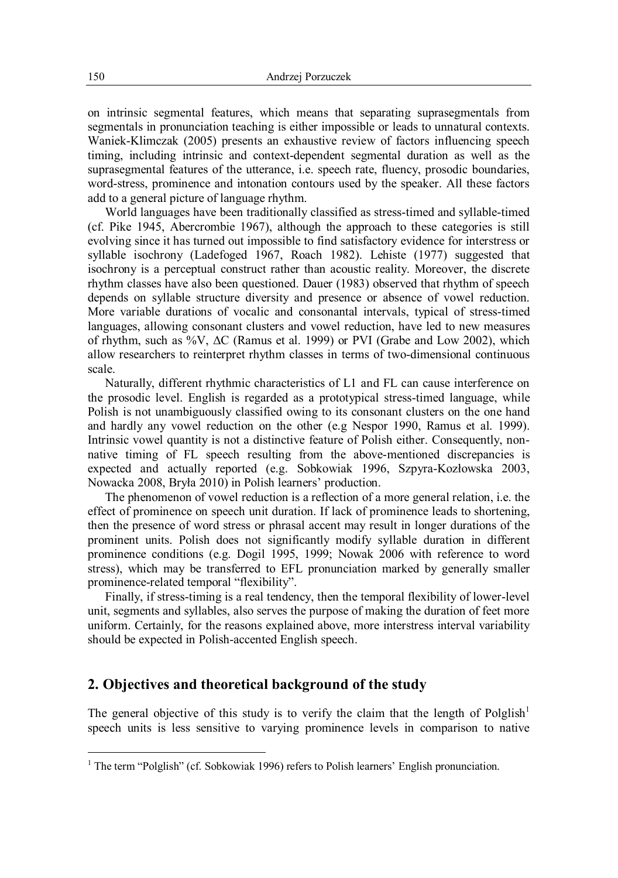on intrinsic segmental features, which means that separating suprasegmentals from segmentals in pronunciation teaching is either impossible or leads to unnatural contexts. Waniek-Klimczak (2005) presents an exhaustive review of factors influencing speech timing, including intrinsic and context-dependent segmental duration as well as the suprasegmental features of the utterance, i.e. speech rate, fluency, prosodic boundaries, word-stress, prominence and intonation contours used by the speaker. All these factors add to a general picture of language rhythm.

World languages have been traditionally classified as stress-timed and syllable-timed (cf. Pike 1945, Abercrombie 1967), although the approach to these categories is still evolving since it has turned out impossible to find satisfactory evidence for interstress or syllable isochrony (Ladefoged 1967, Roach 1982). Lehiste (1977) suggested that isochrony is a perceptual construct rather than acoustic reality. Moreover, the discrete rhythm classes have also been questioned. Dauer (1983) observed that rhythm of speech depends on syllable structure diversity and presence or absence of vowel reduction. More variable durations of vocalic and consonantal intervals, typical of stress-timed languages, allowing consonant clusters and vowel reduction, have led to new measures of rhythm, such as %V, ΔC (Ramus et al. 1999) or PVI (Grabe and Low 2002), which allow researchers to reinterpret rhythm classes in terms of two-dimensional continuous scale.

Naturally, different rhythmic characteristics of L1 and FL can cause interference on the prosodic level. English is regarded as a prototypical stress-timed language, while Polish is not unambiguously classified owing to its consonant clusters on the one hand and hardly any vowel reduction on the other (e.g Nespor 1990, Ramus et al. 1999). Intrinsic vowel quantity is not a distinctive feature of Polish either. Consequently, non-native timing of FL speech resulting from the above-mentioned discrepancies is expected and actually reported (e.g. Sobkowiak 1996, Szpyra-Kozłowska 2003, Nowacka 2008, Bryła 2010) in Polish learners' production.

The phenomenon of vowel reduction is a reflection of a more general relation, i.e. the effect of prominence on speech unit duration. If lack of prominence leads to shortening, then the presence of word stress or phrasal accent may result in longer durations of the prominent units. Polish does not significantly modify syllable duration in different prominence conditions (e.g. Dogil 1995, 1999; Nowak 2006 with reference to word stress), which may be transferred to EFL pronunciation marked by generally smaller prominence-related temporal "flexibility".

Finally, if stress-timing is a real tendency, then the temporal flexibility of lower-level unit, segments and syllables, also serves the purpose of making the duration of feet more uniform. Certainly, for the reasons explained above, more interstress interval variability should be expected in Polish-accented English speech.

## 2. Objectives and theoretical background of the study

The general objective of this study is to verify the claim that the length of Polglish[1] speech units is less sensitive to varying prominence levels in comparison to native

[1] The term "Polglish" (cf. Sobkowiak 1996) refers to Polish learners' English pronunciation.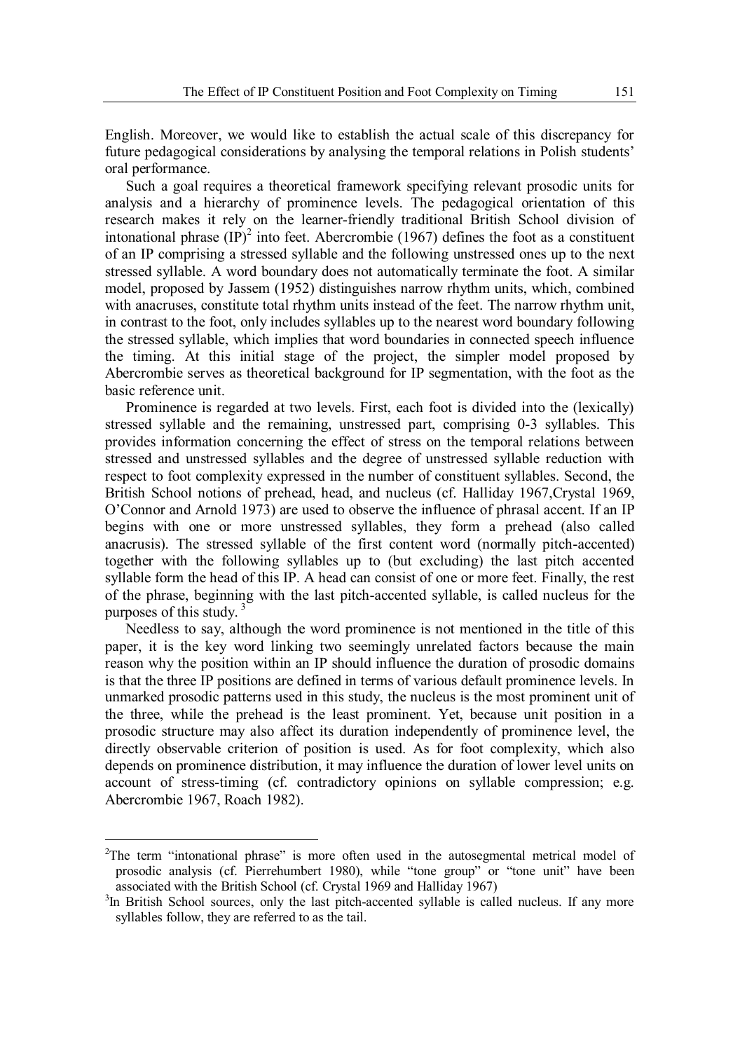English. Moreover, we would like to establish the actual scale of this discrepancy for future pedagogical considerations by analysing the temporal relations in Polish students' oral performance.

Such a goal requires a theoretical framework specifying relevant prosodic units for analysis and a hierarchy of prominence levels. The pedagogical orientation of this research makes it rely on the learner-friendly traditional British School division of intonational phrase (IP)[2] into feet. Abercrombie (1967) defines the foot as a constituent of an IP comprising a stressed syllable and the following unstressed ones up to the next stressed syllable. A word boundary does not automatically terminate the foot. A similar model, proposed by Jassem (1952) distinguishes narrow rhythm units, which, combined with anacruses, constitute total rhythm units instead of the feet. The narrow rhythm unit, in contrast to the foot, only includes syllables up to the nearest word boundary following the stressed syllable, which implies that word boundaries in connected speech influence the timing. At this initial stage of the project, the simpler model proposed by Abercrombie serves as theoretical background for IP segmentation, with the foot as the basic reference unit.

Prominence is regarded at two levels. First, each foot is divided into the (lexically) stressed syllable and the remaining, unstressed part, comprising 0-3 syllables. This provides information concerning the effect of stress on the temporal relations between stressed and unstressed syllables and the degree of unstressed syllable reduction with respect to foot complexity expressed in the number of constituent syllables. Second, the British School notions of prehead, head, and nucleus (cf. Halliday 1967,Crystal 1969, O'Connor and Arnold 1973) are used to observe the influence of phrasal accent. If an IP begins with one or more unstressed syllables, they form a prehead (also called anacrusis). The stressed syllable of the first content word (normally pitch-accented) together with the following syllables up to (but excluding) the last pitch accented syllable form the head of this IP. A head can consist of one or more feet. Finally, the rest of the phrase, beginning with the last pitch-accented syllable, is called nucleus for the purposes of this study.[3]

Needless to say, although the word prominence is not mentioned in the title of this paper, it is the key word linking two seemingly unrelated factors because the main reason why the position within an IP should influence the duration of prosodic domains is that the three IP positions are defined in terms of various default prominence levels. In unmarked prosodic patterns used in this study, the nucleus is the most prominent unit of the three, while the prehead is the least prominent. Yet, because unit position in a prosodic structure may also affect its duration independently of prominence level, the directly observable criterion of position is used. As for foot complexity, which also depends on prominence distribution, it may influence the duration of lower level units on account of stress-timing (cf. contradictory opinions on syllable compression; e.g. Abercrombie 1967, Roach 1982).

---

[2]The term "intonational phrase" is more often used in the autosegmental metrical model of prosodic analysis (cf. Pierrehumbert 1980), while "tone group" or "tone unit" have been associated with the British School (cf. Crystal 1969 and Halliday 1967)

[3]In British School sources, only the last pitch-accented syllable is called nucleus. If any more syllables follow, they are referred to as the tail.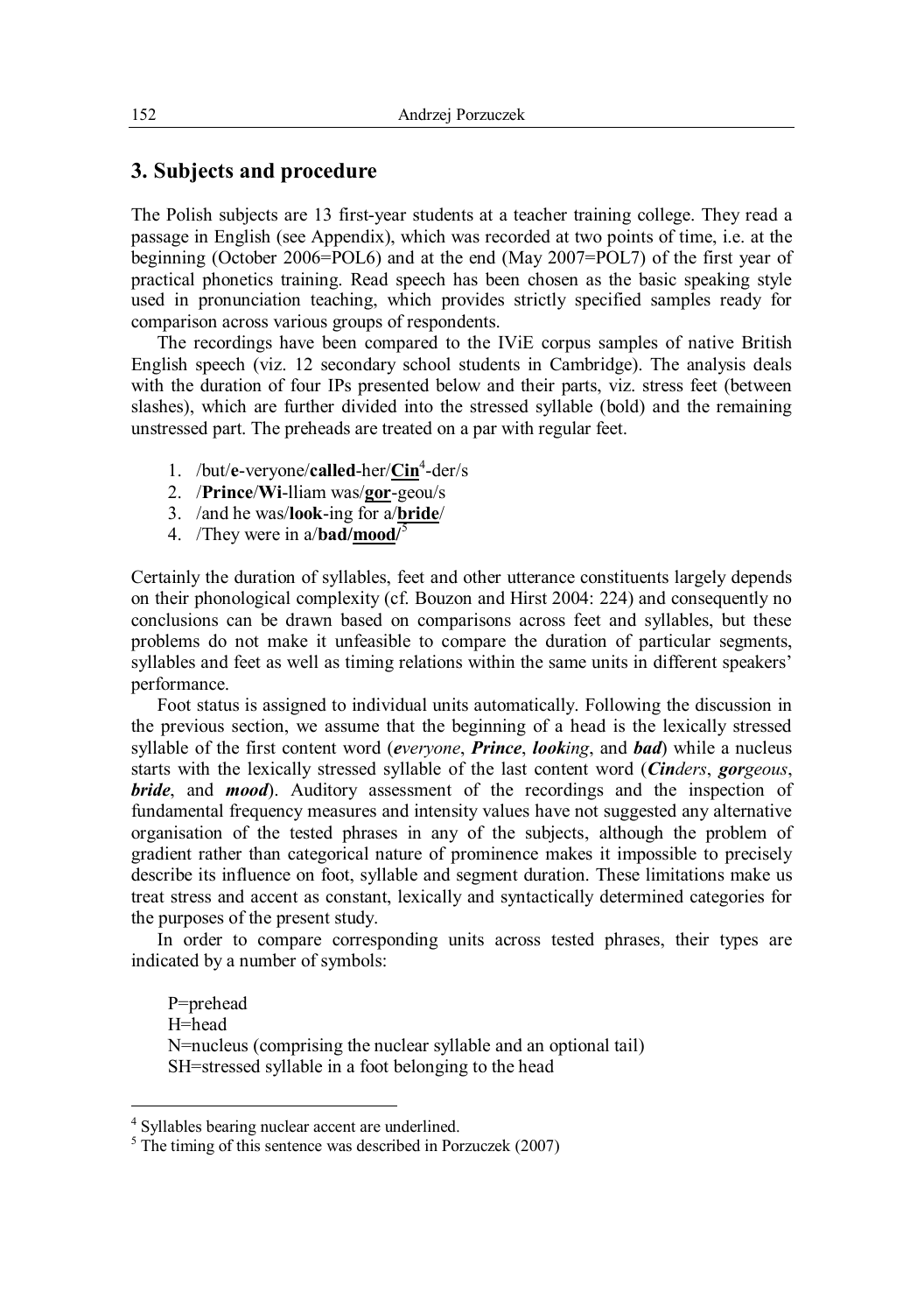## 3. Subjects and procedure

The Polish subjects are 13 first-year students at a teacher training college. They read a passage in English (see Appendix), which was recorded at two points of time, i.e. at the beginning (October 2006=POL6) and at the end (May 2007=POL7) of the first year of practical phonetics training. Read speech has been chosen as the basic speaking style used in pronunciation teaching, which provides strictly specified samples ready for comparison across various groups of respondents.

The recordings have been compared to the IViE corpus samples of native British English speech (viz. 12 secondary school students in Cambridge). The analysis deals with the duration of four IPs presented below and their parts, viz. stress feet (between slashes), which are further divided into the stressed syllable (bold) and the remaining unstressed part. The preheads are treated on a par with regular feet.

1. /but/**e**-veryone/**called**-her/<u>**Cin**</u>[4]-der/s
2. /**Prince**/**Wi**-lliam was/<u>**gor**</u>-geou/s
3. /and he was/**look**-ing for a/<u>**bride**</u>/
4. /They were in a/**bad**/<u>**mood**</u>/[5]

Certainly the duration of syllables, feet and other utterance constituents largely depends on their phonological complexity (cf. Bouzon and Hirst 2004: 224) and consequently no conclusions can be drawn based on comparisons across feet and syllables, but these problems do not make it unfeasible to compare the duration of particular segments, syllables and feet as well as timing relations within the same units in different speakers' performance.

Foot status is assigned to individual units automatically. Following the discussion in the previous section, we assume that the beginning of a head is the lexically stressed syllable of the first content word (***e****veryone*, ***Prince***, ***look****ing*, and ***bad***) while a nucleus starts with the lexically stressed syllable of the last content word (***Cin****ders*, ***gor****geous*, ***bride***, and ***mood***). Auditory assessment of the recordings and the inspection of fundamental frequency measures and intensity values have not suggested any alternative organisation of the tested phrases in any of the subjects, although the problem of gradient rather than categorical nature of prominence makes it impossible to precisely describe its influence on foot, syllable and segment duration. These limitations make us treat stress and accent as constant, lexically and syntactically determined categories for the purposes of the present study.

In order to compare corresponding units across tested phrases, their types are indicated by a number of symbols:

P=prehead
H=head
N=nucleus (comprising the nuclear syllable and an optional tail)
SH=stressed syllable in a foot belonging to the head

---

[4] Syllables bearing nuclear accent are underlined.

[5] The timing of this sentence was described in Porzuczek (2007)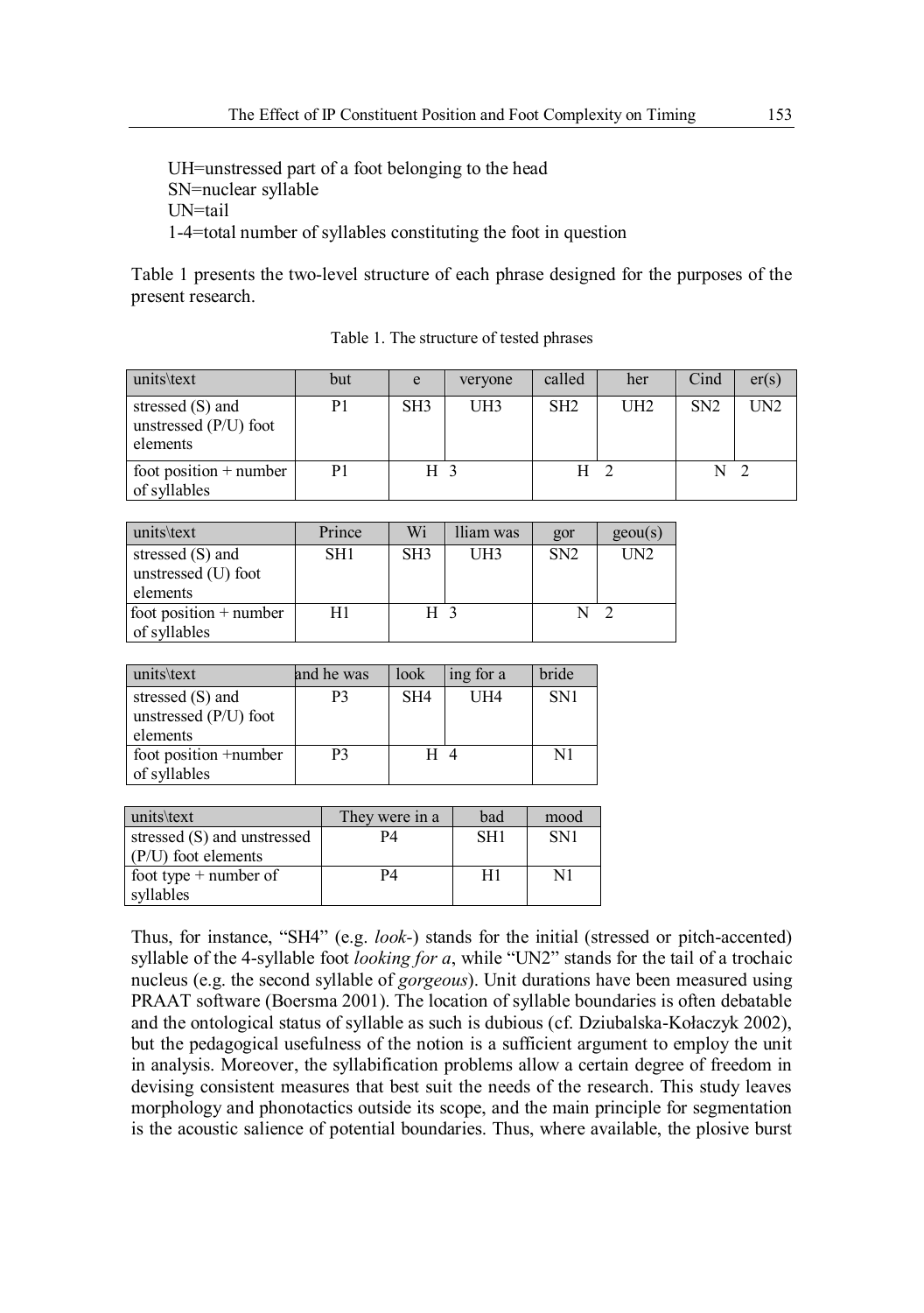UH=unstressed part of a foot belonging to the head
SN=nuclear syllable
UN=tail
1-4=total number of syllables constituting the foot in question

Table 1 presents the two-level structure of each phrase designed for the purposes of the present research.

Table 1. The structure of tested phrases

| units\text | but | e | veryone | called | her | Cind | er(s) |
|---|---|---|---|---|---|---|---|
| stressed (S) and unstressed (P/U) foot elements | P1 | SH3 | UH3 | SH2 | UH2 | SN2 | UN2 |
| foot position + number of syllables | P1 | H 3 | | H 2 | | N 2 | |

| units\text | Prince | Wi | lliam was | gor | geou(s) |
|---|---|---|---|---|---|
| stressed (S) and unstressed (U) foot elements | SH1 | SH3 | UH3 | SN2 | UN2 |
| foot position + number of syllables | H1 | H 3 | | N 2 | |

| units\text | and he was | look | ing for a | bride |
|---|---|---|---|---|
| stressed (S) and unstressed (P/U) foot elements | P3 | SH4 | UH4 | SN1 |
| foot position +number of syllables | P3 | H 4 | | N1 |

| units\text | They were in a | bad | mood |
|---|---|---|---|
| stressed (S) and unstressed (P/U) foot elements | P4 | SH1 | SN1 |
| foot type + number of syllables | P4 | H1 | N1 |

Thus, for instance, "SH4" (e.g. *look-*) stands for the initial (stressed or pitch-accented) syllable of the 4-syllable foot *looking for a*, while "UN2" stands for the tail of a trochaic nucleus (e.g. the second syllable of *gorgeous*). Unit durations have been measured using PRAAT software (Boersma 2001). The location of syllable boundaries is often debatable and the ontological status of syllable as such is dubious (cf. Dziubalska-Kołaczyk 2002), but the pedagogical usefulness of the notion is a sufficient argument to employ the unit in analysis. Moreover, the syllabification problems allow a certain degree of freedom in devising consistent measures that best suit the needs of the research. This study leaves morphology and phonotactics outside its scope, and the main principle for segmentation is the acoustic salience of potential boundaries. Thus, where available, the plosive burst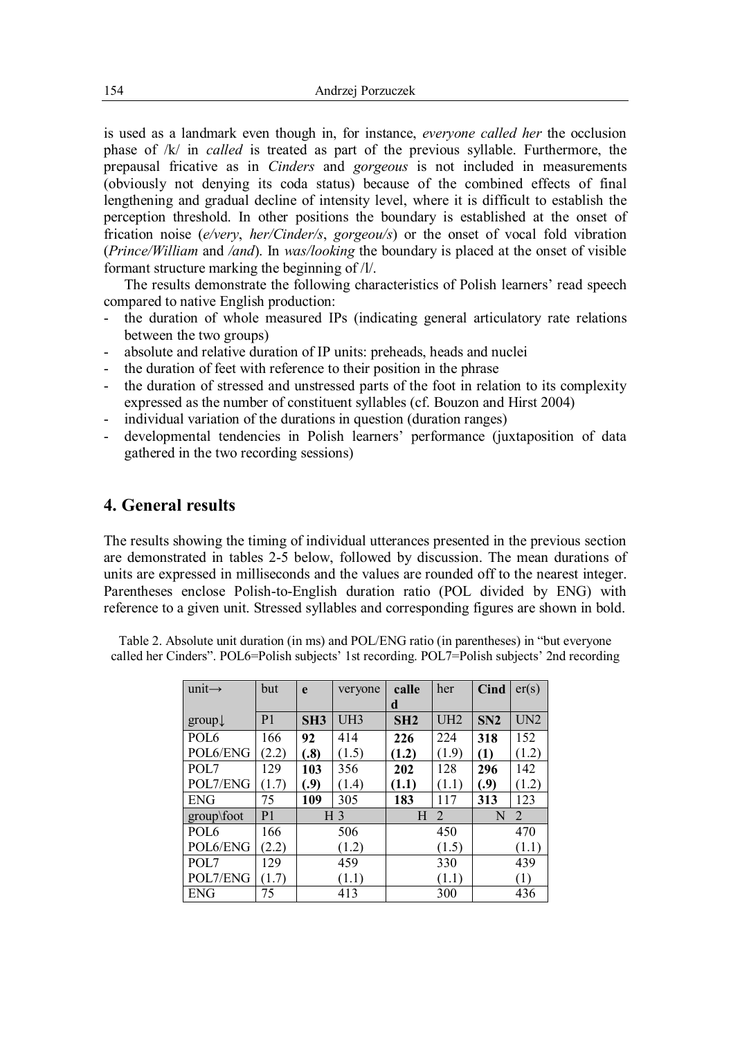is used as a landmark even though in, for instance, *everyone called her* the occlusion phase of /k/ in *called* is treated as part of the previous syllable. Furthermore, the prepausal fricative as in *Cinders* and *gorgeous* is not included in measurements (obviously not denying its coda status) because of the combined effects of final lengthening and gradual decline of intensity level, where it is difficult to establish the perception threshold. In other positions the boundary is established at the onset of frication noise (*e/very*, *her/Cinder/s*, *gorgeou/s*) or the onset of vocal fold vibration (*Prince/William* and */and*). In *was/looking* the boundary is placed at the onset of visible formant structure marking the beginning of /l/.

The results demonstrate the following characteristics of Polish learners' read speech compared to native English production:

- the duration of whole measured IPs (indicating general articulatory rate relations between the two groups)
- absolute and relative duration of IP units: preheads, heads and nuclei
- the duration of feet with reference to their position in the phrase
- the duration of stressed and unstressed parts of the foot in relation to its complexity expressed as the number of constituent syllables (cf. Bouzon and Hirst 2004)
- individual variation of the durations in question (duration ranges)
- developmental tendencies in Polish learners' performance (juxtaposition of data gathered in the two recording sessions)

## 4. General results

The results showing the timing of individual utterances presented in the previous section are demonstrated in tables 2-5 below, followed by discussion. The mean durations of units are expressed in milliseconds and the values are rounded off to the nearest integer. Parentheses enclose Polish-to-English duration ratio (POL divided by ENG) with reference to a given unit. Stressed syllables and corresponding figures are shown in bold.

Table 2. Absolute unit duration (in ms) and POL/ENG ratio (in parentheses) in "but everyone called her Cinders". POL6=Polish subjects' 1st recording. POL7=Polish subjects' 2nd recording

| unit→ | but | **e** | veryone | **called** | her | **Cind** | er(s) |
|---|---|---|---|---|---|---|---|
| group↓ | P1 | **SH3** | UH3 | **SH2** | UH2 | **SN2** | UN2 |
| POL6 | 166 | **92** | 414 | **226** | 224 | **318** | 152 |
| POL6/ENG | (2.2) | **(.8)** | (1.5) | **(1.2)** | (1.9) | **(1)** | (1.2) |
| POL7 | 129 | **103** | 356 | **202** | 128 | **296** | 142 |
| POL7/ENG | (1.7) | **(.9)** | (1.4) | **(1.1)** | (1.1) | **(.9)** | (1.2) |
| ENG | 75 | **109** | 305 | **183** | 117 | **313** | 123 |
| group\foot | P1 | H 3 | | H 2 | | N 2 | |
| POL6 | 166 | 506 | | 450 | | 470 | |
| POL6/ENG | (2.2) | (1.2) | | (1.5) | | (1.1) | |
| POL7 | 129 | 459 | | 330 | | 439 | |
| POL7/ENG | (1.7) | (1.1) | | (1.1) | | (1) | |
| ENG | 75 | 413 | | 300 | | 436 | |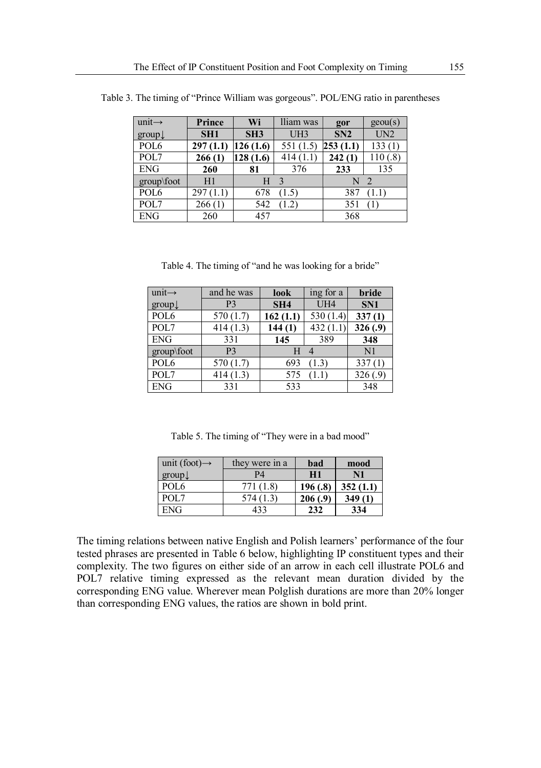Table 3. The timing of "Prince William was gorgeous". POL/ENG ratio in parentheses

| unit→ | **Prince** | **Wi** | lliam was | **gor** | geou(s) |
|---|---|---|---|---|---|
| group↓ | **SH1** | **SH3** | UH3 | **SN2** | UN2 |
| POL6 | **297 (1.1)** | **126 (1.6)** | 551 (1.5) | **253 (1.1)** | 133 (1) |
| POL7 | **266 (1)** | **128 (1.6)** | 414 (1.1) | **242 (1)** | 110 (.8) |
| ENG | **260** | **81** | 376 | **233** | 135 |
| group\foot | H1 | H 3 | | N 2 | |
| POL6 | 297 (1.1) | 678 (1.5) | | 387 (1.1) | |
| POL7 | 266 (1) | 542 (1.2) | | 351 (1) | |
| ENG | 260 | 457 | | 368 | |

Table 4. The timing of "and he was looking for a bride"

| unit→ | and he was | **look** | ing for a | **bride** |
|---|---|---|---|---|
| group↓ | P3 | **SH4** | UH4 | **SN1** |
| POL6 | 570 (1.7) | **162 (1.1)** | 530 (1.4) | **337 (1)** |
| POL7 | 414 (1.3) | **144 (1)** | 432 (1.1) | **326 (.9)** |
| ENG | 331 | **145** | 389 | **348** |
| group\foot | P3 | H 4 | | N1 |
| POL6 | 570 (1.7) | 693 (1.3) | | 337 (1) |
| POL7 | 414 (1.3) | 575 (1.1) | | 326 (.9) |
| ENG | 331 | 533 | | 348 |

Table 5. The timing of "They were in a bad mood"

| unit (foot)→ | they were in a | **bad** | **mood** |
|---|---|---|---|
| group↓ | P4 | **H1** | **N1** |
| POL6 | 771 (1.8) | **196 (.8)** | **352 (1.1)** |
| POL7 | 574 (1.3) | **206 (.9)** | **349 (1)** |
| ENG | 433 | **232** | **334** |

The timing relations between native English and Polish learners' performance of the four tested phrases are presented in Table 6 below, highlighting IP constituent types and their complexity. The two figures on either side of an arrow in each cell illustrate POL6 and POL7 relative timing expressed as the relevant mean duration divided by the corresponding ENG value. Wherever mean Polglish durations are more than 20% longer than corresponding ENG values, the ratios are shown in bold print.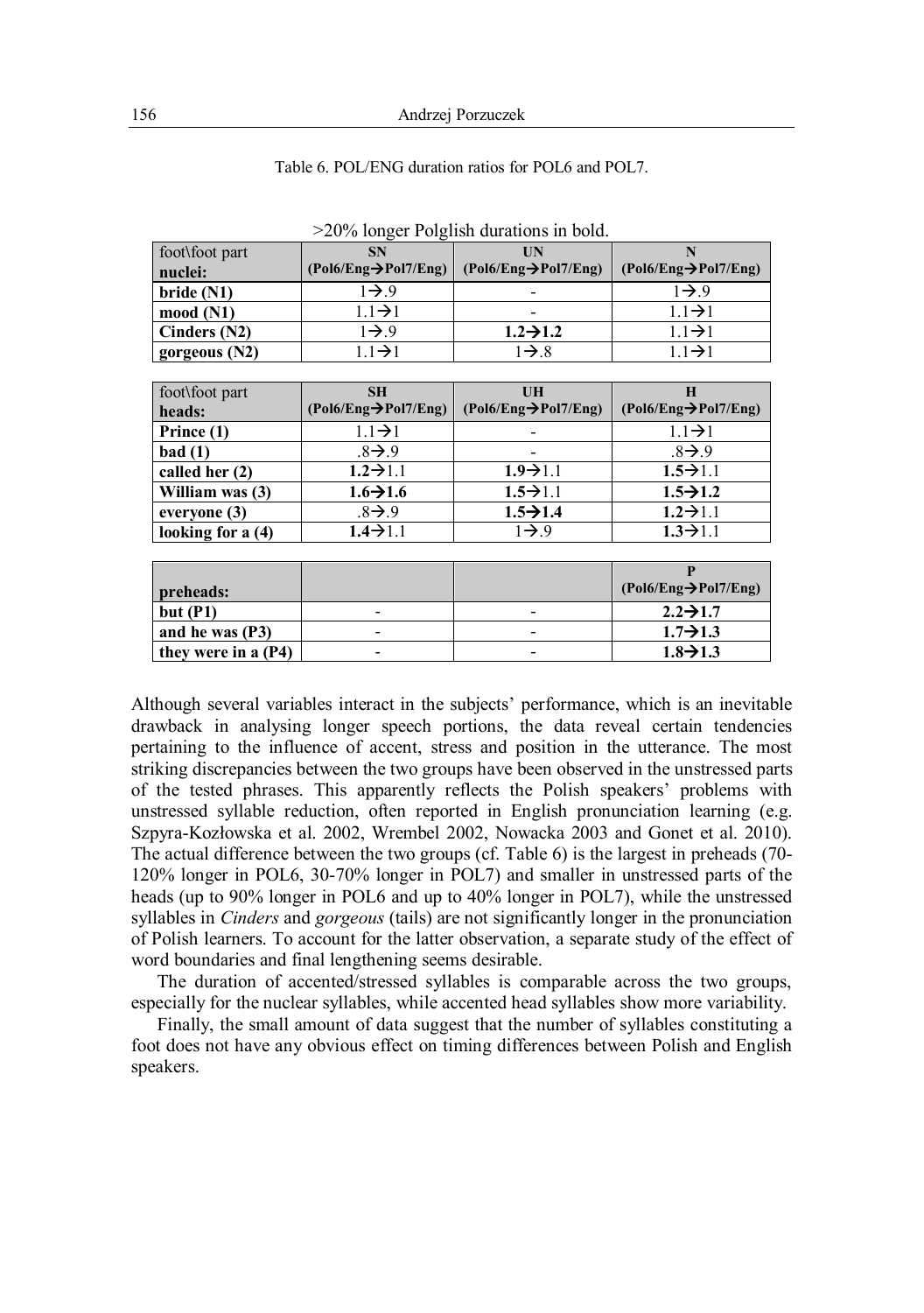Table 6. POL/ENG duration ratios for POL6 and POL7.

>20% longer Polglish durations in bold.

| foot\foot part<br>nuclei: | SN<br>(Pol6/Eng→Pol7/Eng) | UN<br>(Pol6/Eng→Pol7/Eng) | N<br>(Pol6/Eng→Pol7/Eng) |
|---|---|---|---|
| **bride (N1)** | 1→.9 | - | 1→.9 |
| **mood (N1)** | 1.1→1 | - | 1.1→1 |
| **Cinders (N2)** | 1→.9 | **1.2→1.2** | 1.1→1 |
| **gorgeous (N2)** | 1.1→1 | 1→.8 | 1.1→1 |

| foot\foot part<br>heads: | SH<br>(Pol6/Eng→Pol7/Eng) | UH<br>(Pol6/Eng→Pol7/Eng) | H<br>(Pol6/Eng→Pol7/Eng) |
|---|---|---|---|
| **Prince (1)** | 1.1→1 | - | 1.1→1 |
| **bad (1)** | .8→.9 | - | .8→.9 |
| **called her (2)** | **1.2→**1.1 | **1.9→**1.1 | **1.5→**1.1 |
| **William was (3)** | **1.6→1.6** | **1.5→**1.1 | **1.5→1.2** |
| **everyone (3)** | .8→.9 | **1.5→1.4** | **1.2→**1.1 |
| **looking for a (4)** | **1.4→**1.1 | 1→.9 | **1.3→**1.1 |

| preheads: | | | P<br>(Pol6/Eng→Pol7/Eng) |
|---|---|---|---|
| **but (P1)** | - | - | **2.2→1.7** |
| **and he was (P3)** | - | - | **1.7→1.3** |
| **they were in a (P4)** | - | - | **1.8→1.3** |

Although several variables interact in the subjects' performance, which is an inevitable drawback in analysing longer speech portions, the data reveal certain tendencies pertaining to the influence of accent, stress and position in the utterance. The most striking discrepancies between the two groups have been observed in the unstressed parts of the tested phrases. This apparently reflects the Polish speakers' problems with unstressed syllable reduction, often reported in English pronunciation learning (e.g. Szpyra-Kozłowska et al. 2002, Wrembel 2002, Nowacka 2003 and Gonet et al. 2010). The actual difference between the two groups (cf. Table 6) is the largest in preheads (70-120% longer in POL6, 30-70% longer in POL7) and smaller in unstressed parts of the heads (up to 90% longer in POL6 and up to 40% longer in POL7), while the unstressed syllables in *Cinders* and *gorgeous* (tails) are not significantly longer in the pronunciation of Polish learners. To account for the latter observation, a separate study of the effect of word boundaries and final lengthening seems desirable.

The duration of accented/stressed syllables is comparable across the two groups, especially for the nuclear syllables, while accented head syllables show more variability.

Finally, the small amount of data suggest that the number of syllables constituting a foot does not have any obvious effect on timing differences between Polish and English speakers.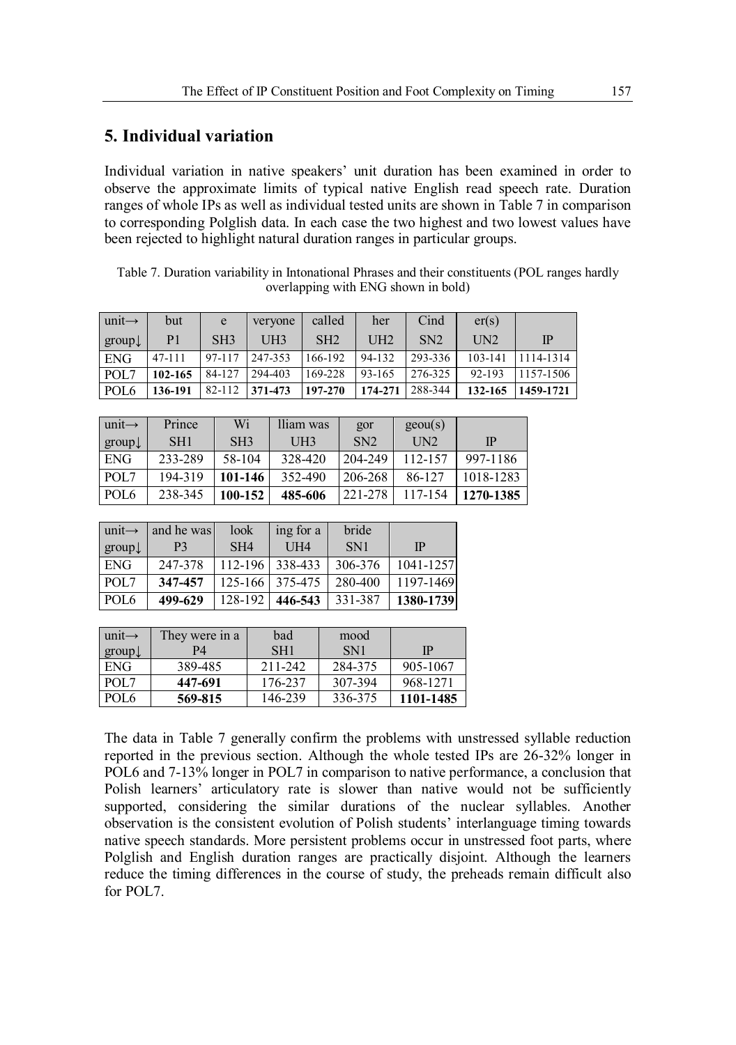## 5. Individual variation

Individual variation in native speakers' unit duration has been examined in order to observe the approximate limits of typical native English read speech rate. Duration ranges of whole IPs as well as individual tested units are shown in Table 7 in comparison to corresponding Polglish data. In each case the two highest and two lowest values have been rejected to highlight natural duration ranges in particular groups.

Table 7. Duration variability in Intonational Phrases and their constituents (POL ranges hardly overlapping with ENG shown in bold)

| unit→ group↓ | but P1 | e SH3 | veryone UH3 | called SH2 | her UH2 | Cind SN2 | er(s) UN2 | IP |
|---|---|---|---|---|---|---|---|---|
| ENG | 47-111 | 97-117 | 247-353 | 166-192 | 94-132 | 293-336 | 103-141 | 1114-1314 |
| POL7 | **102-165** | 84-127 | 294-403 | 169-228 | 93-165 | 276-325 | 92-193 | 1157-1506 |
| POL6 | **136-191** | 82-112 | **371-473** | **197-270** | **174-271** | 288-344 | **132-165** | **1459-1721** |

| unit→ group↓ | Prince SH1 | Wi SH3 | lliam was UH3 | gor SN2 | geou(s) UN2 | IP |
|---|---|---|---|---|---|---|
| ENG | 233-289 | 58-104 | 328-420 | 204-249 | 112-157 | 997-1186 |
| POL7 | 194-319 | **101-146** | 352-490 | 206-268 | 86-127 | 1018-1283 |
| POL6 | 238-345 | **100-152** | **485-606** | 221-278 | 117-154 | **1270-1385** |

| unit→ group↓ | and he was P3 | look SH4 | ing for a UH4 | bride SN1 | IP |
|---|---|---|---|---|---|
| ENG | 247-378 | 112-196 | 338-433 | 306-376 | 1041-1257 |
| POL7 | **347-457** | 125-166 | 375-475 | 280-400 | 1197-1469 |
| POL6 | **499-629** | 128-192 | **446-543** | 331-387 | **1380-1739** |

| unit→ group↓ | They were in a P4 | bad SH1 | mood SN1 | IP |
|---|---|---|---|---|
| ENG | 389-485 | 211-242 | 284-375 | 905-1067 |
| POL7 | **447-691** | 176-237 | 307-394 | 968-1271 |
| POL6 | **569-815** | 146-239 | 336-375 | **1101-1485** |

The data in Table 7 generally confirm the problems with unstressed syllable reduction reported in the previous section. Although the whole tested IPs are 26-32% longer in POL6 and 7-13% longer in POL7 in comparison to native performance, a conclusion that Polish learners' articulatory rate is slower than native would not be sufficiently supported, considering the similar durations of the nuclear syllables. Another observation is the consistent evolution of Polish students' interlanguage timing towards native speech standards. More persistent problems occur in unstressed foot parts, where Polglish and English duration ranges are practically disjoint. Although the learners reduce the timing differences in the course of study, the preheads remain difficult also for POL7.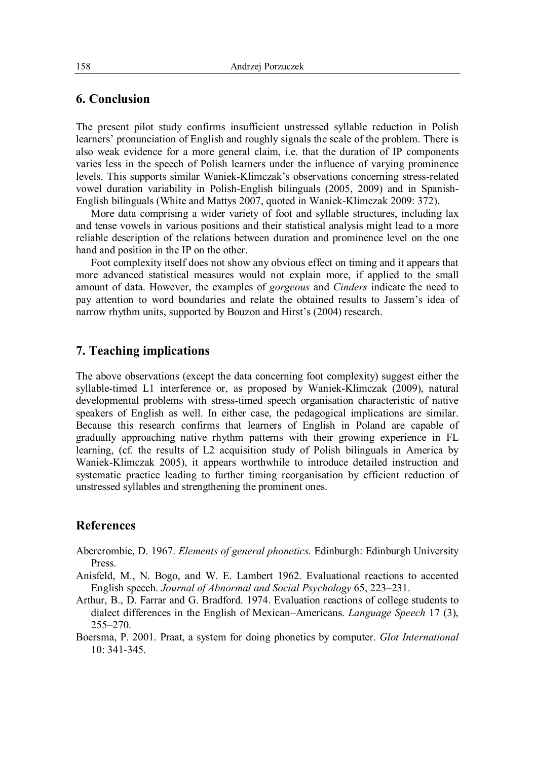## 6. Conclusion

The present pilot study confirms insufficient unstressed syllable reduction in Polish learners' pronunciation of English and roughly signals the scale of the problem. There is also weak evidence for a more general claim, i.e. that the duration of IP components varies less in the speech of Polish learners under the influence of varying prominence levels. This supports similar Waniek-Klimczak's observations concerning stress-related vowel duration variability in Polish-English bilinguals (2005, 2009) and in Spanish-English bilinguals (White and Mattys 2007, quoted in Waniek-Klimczak 2009: 372).

More data comprising a wider variety of foot and syllable structures, including lax and tense vowels in various positions and their statistical analysis might lead to a more reliable description of the relations between duration and prominence level on the one hand and position in the IP on the other.

Foot complexity itself does not show any obvious effect on timing and it appears that more advanced statistical measures would not explain more, if applied to the small amount of data. However, the examples of *gorgeous* and *Cinders* indicate the need to pay attention to word boundaries and relate the obtained results to Jassem's idea of narrow rhythm units, supported by Bouzon and Hirst's (2004) research.

## 7. Teaching implications

The above observations (except the data concerning foot complexity) suggest either the syllable-timed L1 interference or, as proposed by Waniek-Klimczak (2009), natural developmental problems with stress-timed speech organisation characteristic of native speakers of English as well. In either case, the pedagogical implications are similar. Because this research confirms that learners of English in Poland are capable of gradually approaching native rhythm patterns with their growing experience in FL learning, (cf. the results of L2 acquisition study of Polish bilinguals in America by Waniek-Klimczak 2005), it appears worthwhile to introduce detailed instruction and systematic practice leading to further timing reorganisation by efficient reduction of unstressed syllables and strengthening the prominent ones.

## References

Abercrombie, D. 1967. *Elements of general phonetics.* Edinburgh: Edinburgh University Press.

Anisfeld, M., N. Bogo, and W. E. Lambert 1962. Evaluational reactions to accented English speech. *Journal of Abnormal and Social Psychology* 65, 223–231.

Arthur, B., D. Farrar and G. Bradford. 1974. Evaluation reactions of college students to dialect differences in the English of Mexican–Americans. *Language Speech* 17 (3), 255–270.

Boersma, P. 2001. Praat, a system for doing phonetics by computer. *Glot International* 10: 341-345.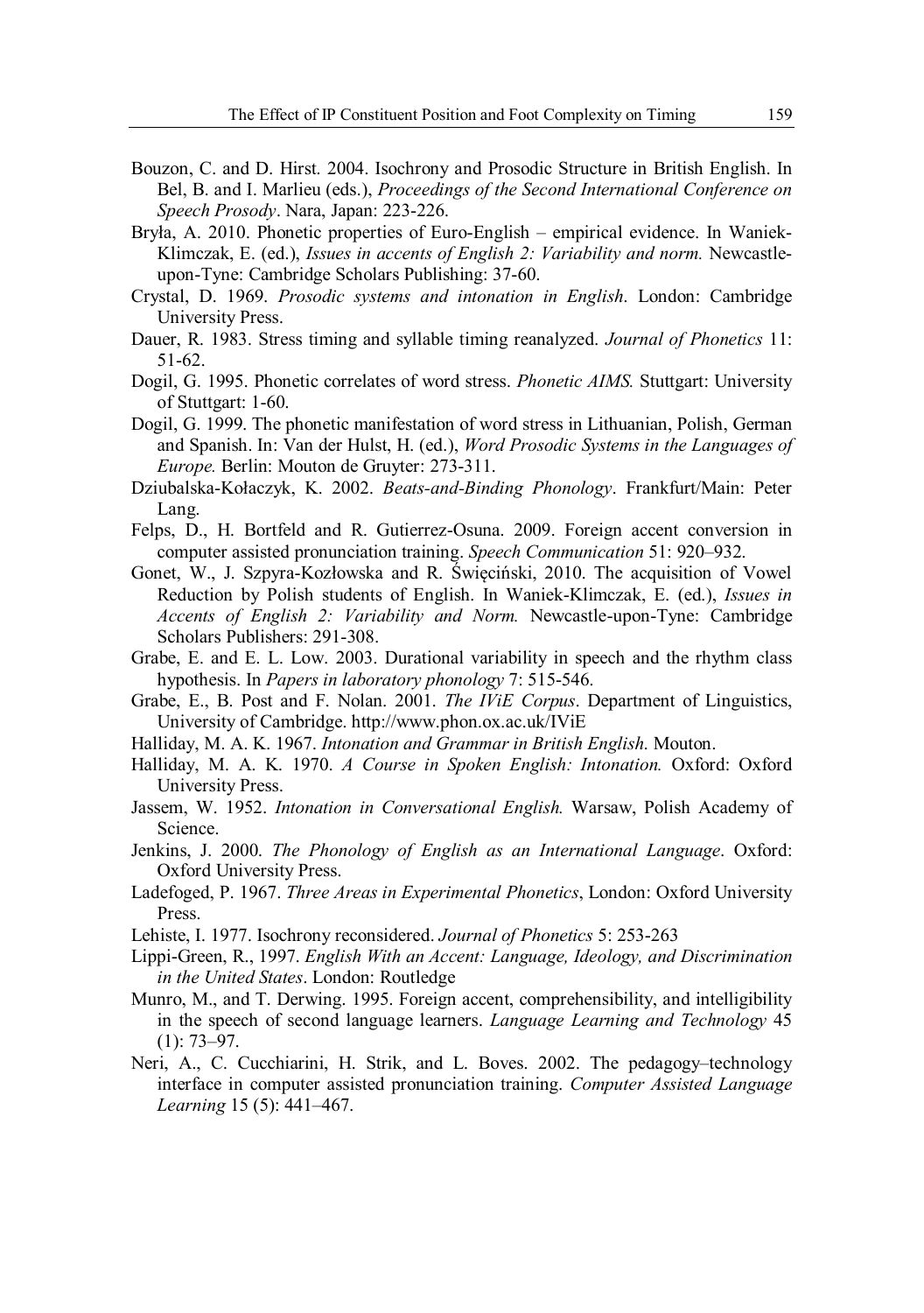Bouzon, C. and D. Hirst. 2004. Isochrony and Prosodic Structure in British English. In Bel, B. and I. Marlieu (eds.), *Proceedings of the Second International Conference on Speech Prosody*. Nara, Japan: 223-226.

Bryła, A. 2010. Phonetic properties of Euro-English – empirical evidence. In Waniek-Klimczak, E. (ed.), *Issues in accents of English 2: Variability and norm.* Newcastle-upon-Tyne: Cambridge Scholars Publishing: 37-60.

Crystal, D. 1969. *Prosodic systems and intonation in English*. London: Cambridge University Press.

Dauer, R. 1983. Stress timing and syllable timing reanalyzed. *Journal of Phonetics* 11: 51-62.

Dogil, G. 1995. Phonetic correlates of word stress. *Phonetic AIMS.* Stuttgart: University of Stuttgart: 1-60.

Dogil, G. 1999. The phonetic manifestation of word stress in Lithuanian, Polish, German and Spanish. In: Van der Hulst, H. (ed.), *Word Prosodic Systems in the Languages of Europe.* Berlin: Mouton de Gruyter: 273-311.

Dziubalska-Kołaczyk, K. 2002. *Beats-and-Binding Phonology*. Frankfurt/Main: Peter Lang.

Felps, D., H. Bortfeld and R. Gutierrez-Osuna. 2009. Foreign accent conversion in computer assisted pronunciation training. *Speech Communication* 51: 920–932.

Gonet, W., J. Szpyra-Kozłowska and R. Święciński, 2010. The acquisition of Vowel Reduction by Polish students of English. In Waniek-Klimczak, E. (ed.), *Issues in Accents of English 2: Variability and Norm.* Newcastle-upon-Tyne: Cambridge Scholars Publishers: 291-308.

Grabe, E. and E. L. Low. 2003. Durational variability in speech and the rhythm class hypothesis. In *Papers in laboratory phonology* 7: 515-546.

Grabe, E., B. Post and F. Nolan. 2001. *The IViE Corpus*. Department of Linguistics, University of Cambridge. http://www.phon.ox.ac.uk/IViE

Halliday, M. A. K. 1967. *Intonation and Grammar in British English*. Mouton.

Halliday, M. A. K. 1970. *A Course in Spoken English: Intonation.* Oxford: Oxford University Press.

Jassem, W. 1952. *Intonation in Conversational English.* Warsaw, Polish Academy of Science.

Jenkins, J. 2000. *The Phonology of English as an International Language*. Oxford: Oxford University Press.

Ladefoged, P. 1967. *Three Areas in Experimental Phonetics*, London: Oxford University Press.

Lehiste, I. 1977. Isochrony reconsidered. *Journal of Phonetics* 5: 253-263

Lippi-Green, R., 1997. *English With an Accent: Language, Ideology, and Discrimination in the United States*. London: Routledge

Munro, M., and T. Derwing. 1995. Foreign accent, comprehensibility, and intelligibility in the speech of second language learners. *Language Learning and Technology* 45 (1): 73–97.

Neri, A., C. Cucchiarini, H. Strik, and L. Boves. 2002. The pedagogy–technology interface in computer assisted pronunciation training. *Computer Assisted Language Learning* 15 (5): 441–467.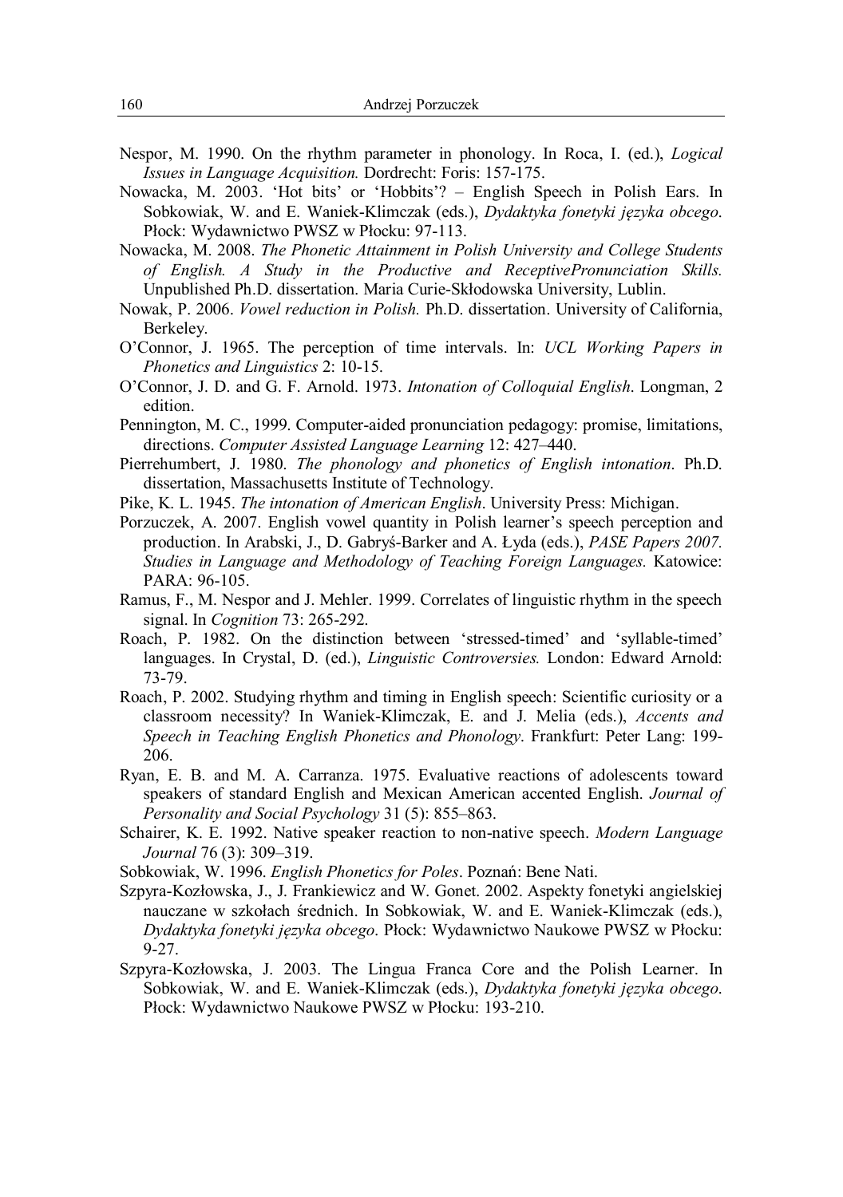Nespor, M. 1990. On the rhythm parameter in phonology. In Roca, I. (ed.), *Logical Issues in Language Acquisition.* Dordrecht: Foris: 157-175.

Nowacka, M. 2003. 'Hot bits' or 'Hobbits'? – English Speech in Polish Ears. In Sobkowiak, W. and E. Waniek-Klimczak (eds.), *Dydaktyka fonetyki języka obcego*. Płock: Wydawnictwo PWSZ w Płocku: 97-113.

Nowacka, M. 2008. *The Phonetic Attainment in Polish University and College Students of English. A Study in the Productive and ReceptivePronunciation Skills.* Unpublished Ph.D. dissertation. Maria Curie-Skłodowska University, Lublin.

Nowak, P. 2006. *Vowel reduction in Polish.* Ph.D. dissertation. University of California, Berkeley.

O'Connor, J. 1965. The perception of time intervals. In: *UCL Working Papers in Phonetics and Linguistics* 2: 10-15.

O'Connor, J. D. and G. F. Arnold. 1973. *Intonation of Colloquial English*. Longman, 2 edition.

Pennington, M. C., 1999. Computer-aided pronunciation pedagogy: promise, limitations, directions. *Computer Assisted Language Learning* 12: 427–440.

Pierrehumbert, J. 1980. *The phonology and phonetics of English intonation*. Ph.D. dissertation, Massachusetts Institute of Technology.

Pike, K. L. 1945. *The intonation of American English*. University Press: Michigan.

Porzuczek, A. 2007. English vowel quantity in Polish learner's speech perception and production. In Arabski, J., D. Gabryś-Barker and A. Łyda (eds.), *PASE Papers 2007. Studies in Language and Methodology of Teaching Foreign Languages.* Katowice: PARA: 96-105.

Ramus, F., M. Nespor and J. Mehler. 1999. Correlates of linguistic rhythm in the speech signal. In *Cognition* 73: 265-292.

Roach, P. 1982. On the distinction between 'stressed-timed' and 'syllable-timed' languages. In Crystal, D. (ed.), *Linguistic Controversies.* London: Edward Arnold: 73-79.

Roach, P. 2002. Studying rhythm and timing in English speech: Scientific curiosity or a classroom necessity? In Waniek-Klimczak, E. and J. Melia (eds.), *Accents and Speech in Teaching English Phonetics and Phonology*. Frankfurt: Peter Lang: 199-206.

Ryan, E. B. and M. A. Carranza. 1975. Evaluative reactions of adolescents toward speakers of standard English and Mexican American accented English. *Journal of Personality and Social Psychology* 31 (5): 855–863.

Schairer, K. E. 1992. Native speaker reaction to non-native speech. *Modern Language Journal* 76 (3): 309–319.

Sobkowiak, W. 1996. *English Phonetics for Poles*. Poznań: Bene Nati.

Szpyra-Kozłowska, J., J. Frankiewicz and W. Gonet. 2002. Aspekty fonetyki angielskiej nauczane w szkołach średnich. In Sobkowiak, W. and E. Waniek-Klimczak (eds.), *Dydaktyka fonetyki języka obcego*. Płock: Wydawnictwo Naukowe PWSZ w Płocku: 9-27.

Szpyra-Kozłowska, J. 2003. The Lingua Franca Core and the Polish Learner. In Sobkowiak, W. and E. Waniek-Klimczak (eds.), *Dydaktyka fonetyki języka obcego*. Płock: Wydawnictwo Naukowe PWSZ w Płocku: 193-210.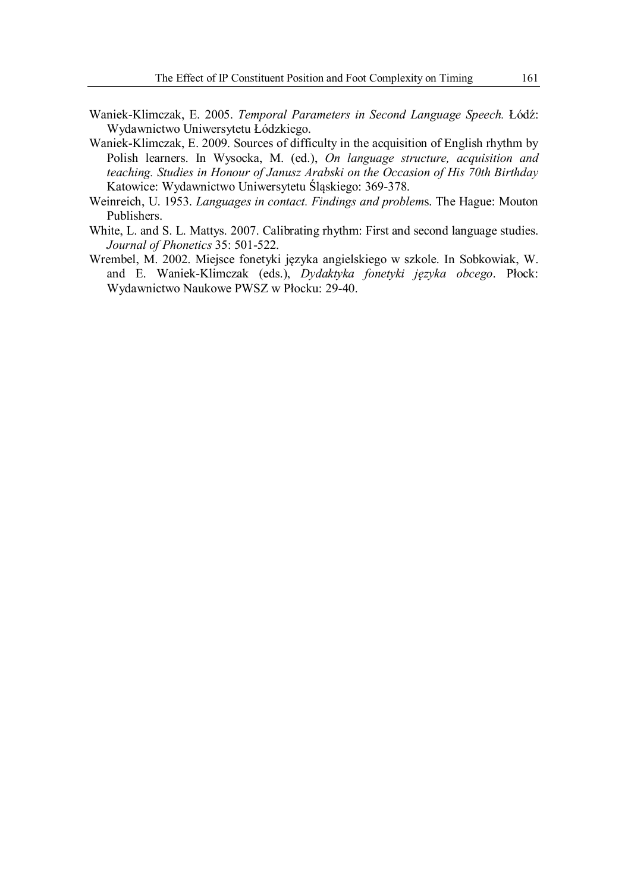Waniek-Klimczak, E. 2005. *Temporal Parameters in Second Language Speech.* Łódź: Wydawnictwo Uniwersytetu Łódzkiego.

Waniek-Klimczak, E. 2009. Sources of difficulty in the acquisition of English rhythm by Polish learners. In Wysocka, M. (ed.), *On language structure, acquisition and teaching. Studies in Honour of Janusz Arabski on the Occasion of His 70th Birthday* Katowice: Wydawnictwo Uniwersytetu Śląskiego: 369-378.

Weinreich, U. 1953. *Languages in contact. Findings and problem*s. The Hague: Mouton Publishers.

White, L. and S. L. Mattys. 2007. Calibrating rhythm: First and second language studies. *Journal of Phonetics* 35: 501-522.

Wrembel, M. 2002. Miejsce fonetyki języka angielskiego w szkole. In Sobkowiak, W. and E. Waniek-Klimczak (eds.), *Dydaktyka fonetyki języka obcego*. Płock: Wydawnictwo Naukowe PWSZ w Płocku: 29-40.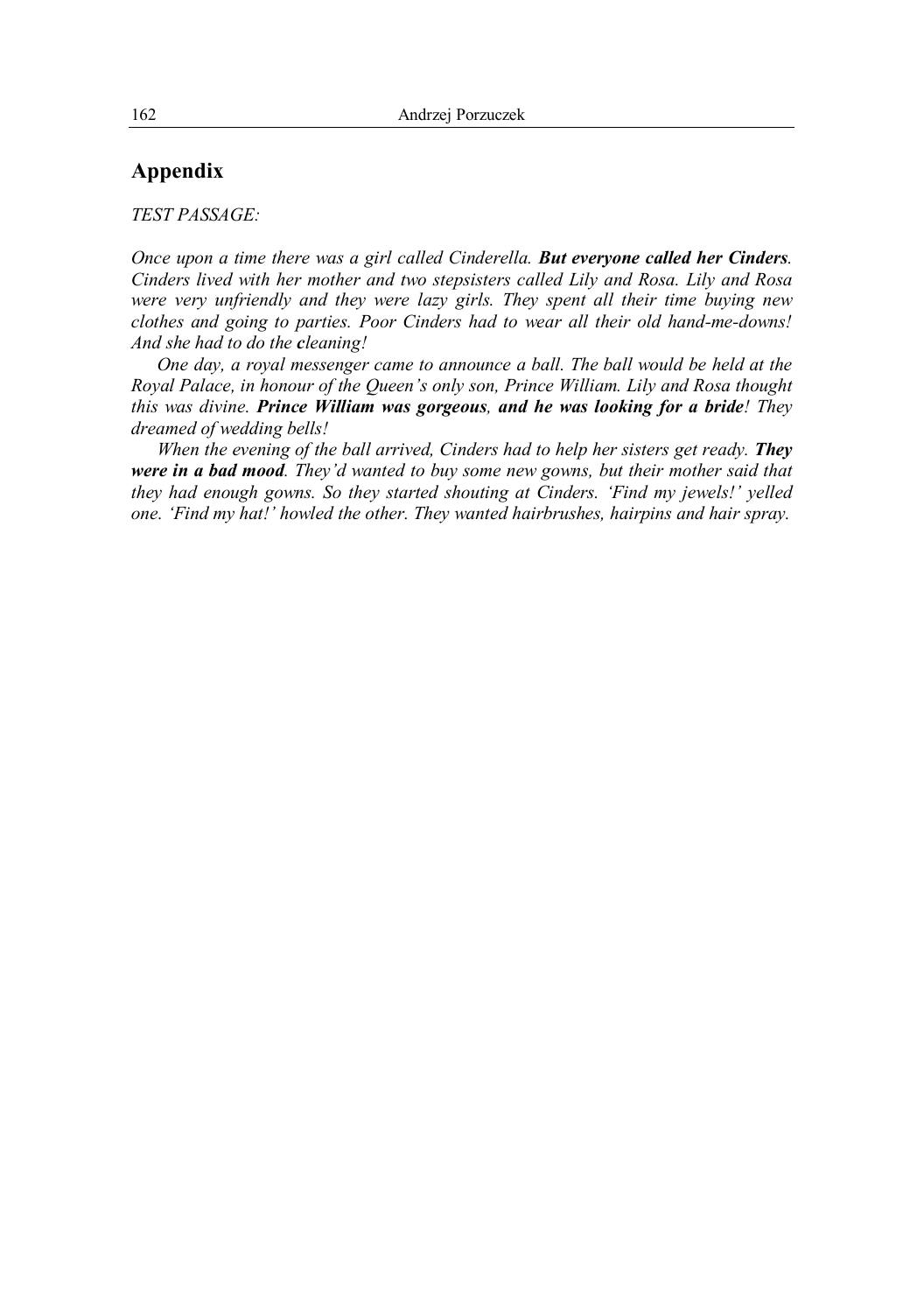## Appendix

*TEST PASSAGE:*

*Once upon a time there was a girl called Cinderella.* ***But everyone called her Cinders****. Cinders lived with her mother and two stepsisters called Lily and Rosa. Lily and Rosa were very unfriendly and they were lazy girls. They spent all their time buying new clothes and going to parties. Poor Cinders had to wear all their old hand-me-downs! And she had to do the* ***c****leaning!*

*One day, a royal messenger came to announce a ball. The ball would be held at the Royal Palace, in honour of the Queen's only son, Prince William. Lily and Rosa thought this was divine.* ***Prince William was gorgeous****,* ***and he was looking for a bride****! They dreamed of wedding bells!*

*When the evening of the ball arrived, Cinders had to help her sisters get ready.* ***They were in a bad mood****. They'd wanted to buy some new gowns, but their mother said that they had enough gowns. So they started shouting at Cinders. 'Find my jewels!' yelled one. 'Find my hat!' howled the other. They wanted hairbrushes, hairpins and hair spray.*